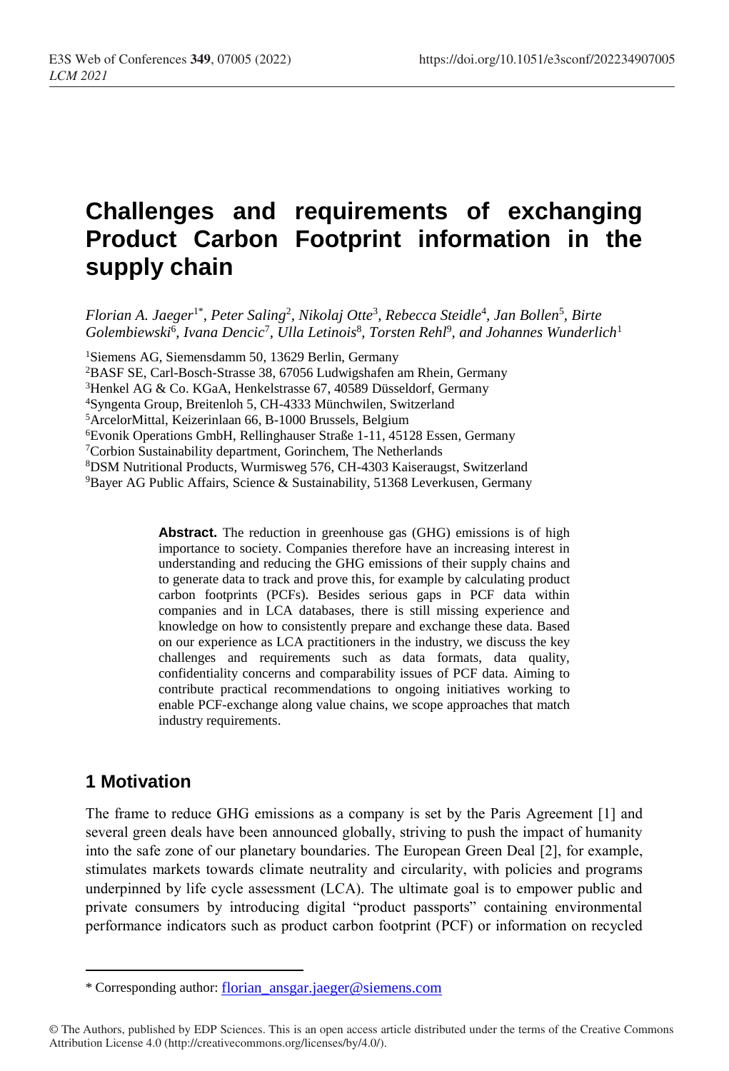# Challenges and requirements of exchanging Product Carbon Footprint information in the supply chain

*Florian A. Jaeger*[1*], *Peter Saling*[2], *Nikolaj Otte*[3], *Rebecca Steidle*[4], *Jan Bollen*[5], *Birte Golembiewski*[6], *Ivana Dencic*[7], *Ulla Letinois*[8], *Torsten Rehl*[9], *and Johannes Wunderlich*[1]

[1]Siemens AG, Siemensdamm 50, 13629 Berlin, Germany
[2]BASF SE, Carl-Bosch-Strasse 38, 67056 Ludwigshafen am Rhein, Germany
[3]Henkel AG & Co. KGaA, Henkelstrasse 67, 40589 Düsseldorf, Germany
[4]Syngenta Group, Breitenloh 5, CH-4333 Münchwilen, Switzerland
[5]ArcelorMittal, Keizerinlaan 66, B-1000 Brussels, Belgium
[6]Evonik Operations GmbH, Rellinghauser Straße 1-11, 45128 Essen, Germany
[7]Corbion Sustainability department, Gorinchem, The Netherlands
[8]DSM Nutritional Products, Wurmisweg 576, CH-4303 Kaiseraugst, Switzerland
[9]Bayer AG Public Affairs, Science & Sustainability, 51368 Leverkusen, Germany

**Abstract.** The reduction in greenhouse gas (GHG) emissions is of high importance to society. Companies therefore have an increasing interest in understanding and reducing the GHG emissions of their supply chains and to generate data to track and prove this, for example by calculating product carbon footprints (PCFs). Besides serious gaps in PCF data within companies and in LCA databases, there is still missing experience and knowledge on how to consistently prepare and exchange these data. Based on our experience as LCA practitioners in the industry, we discuss the key challenges and requirements such as data formats, data quality, confidentiality concerns and comparability issues of PCF data. Aiming to contribute practical recommendations to ongoing initiatives working to enable PCF-exchange along value chains, we scope approaches that match industry requirements.

## 1 Motivation

The frame to reduce GHG emissions as a company is set by the Paris Agreement [1] and several green deals have been announced globally, striving to push the impact of humanity into the safe zone of our planetary boundaries. The European Green Deal [2], for example, stimulates markets towards climate neutrality and circularity, with policies and programs underpinned by life cycle assessment (LCA). The ultimate goal is to empower public and private consumers by introducing digital "product passports" containing environmental performance indicators such as product carbon footprint (PCF) or information on recycled

---

* Corresponding author: florian_ansgar.jaeger@siemens.com

© The Authors, published by EDP Sciences. This is an open access article distributed under the terms of the Creative Commons Attribution License 4.0 (http://creativecommons.org/licenses/by/4.0/).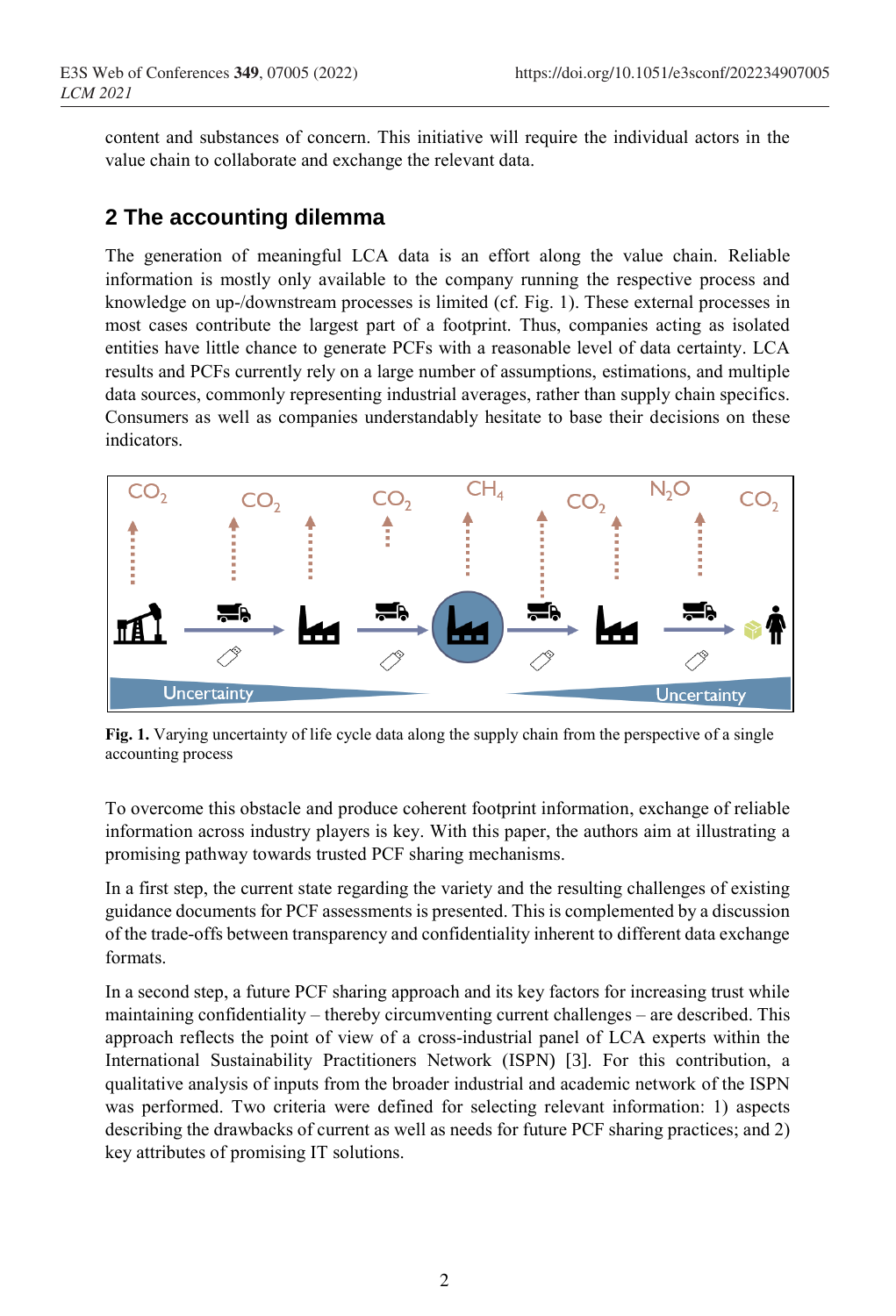content and substances of concern. This initiative will require the individual actors in the value chain to collaborate and exchange the relevant data.

## 2 The accounting dilemma

The generation of meaningful LCA data is an effort along the value chain. Reliable information is mostly only available to the company running the respective process and knowledge on up-/downstream processes is limited (cf. Fig. 1). These external processes in most cases contribute the largest part of a footprint. Thus, companies acting as isolated entities have little chance to generate PCFs with a reasonable level of data certainty. LCA results and PCFs currently rely on a large number of assumptions, estimations, and multiple data sources, commonly representing industrial averages, rather than supply chain specifics. Consumers as well as companies understandably hesitate to base their decisions on these indicators.

**Fig. 1.** Varying uncertainty of life cycle data along the supply chain from the perspective of a single accounting process

To overcome this obstacle and produce coherent footprint information, exchange of reliable information across industry players is key. With this paper, the authors aim at illustrating a promising pathway towards trusted PCF sharing mechanisms.

In a first step, the current state regarding the variety and the resulting challenges of existing guidance documents for PCF assessments is presented. This is complemented by a discussion of the trade-offs between transparency and confidentiality inherent to different data exchange formats.

In a second step, a future PCF sharing approach and its key factors for increasing trust while maintaining confidentiality – thereby circumventing current challenges – are described. This approach reflects the point of view of a cross-industrial panel of LCA experts within the International Sustainability Practitioners Network (ISPN) [3]. For this contribution, a qualitative analysis of inputs from the broader industrial and academic network of the ISPN was performed. Two criteria were defined for selecting relevant information: 1) aspects describing the drawbacks of current as well as needs for future PCF sharing practices; and 2) key attributes of promising IT solutions.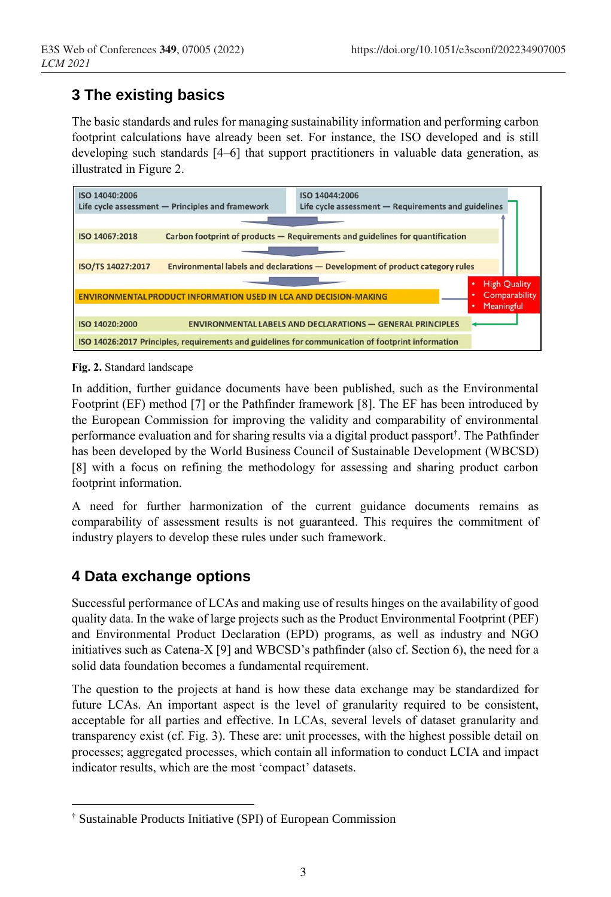## 3 The existing basics

The basic standards and rules for managing sustainability information and performing carbon footprint calculations have already been set. For instance, the ISO developed and is still developing such standards [4–6] that support practitioners in valuable data generation, as illustrated in Figure 2.

ISO 14040:2006
Life cycle assessment — Principles and framework

ISO 14044:2006
Life cycle assessment — Requirements and guidelines

ISO 14067:2018 Carbon footprint of products — Requirements and guidelines for quantification

ISO/TS 14027:2017 Environmental labels and declarations — Development of product category rules

ENVIRONMENTAL PRODUCT INFORMATION USED IN LCA AND DECISION-MAKING

- High Quality
- Comparability
- Meaningful

ISO 14020:2000 ENVIRONMENTAL LABELS AND DECLARATIONS — GENERAL PRINCIPLES

ISO 14026:2017 Principles, requirements and guidelines for communication of footprint information

**Fig. 2.** Standard landscape

In addition, further guidance documents have been published, such as the Environmental Footprint (EF) method [7] or the Pathfinder framework [8]. The EF has been introduced by the European Commission for improving the validity and comparability of environmental performance evaluation and for sharing results via a digital product passport[†]. The Pathfinder has been developed by the World Business Council of Sustainable Development (WBCSD) [8] with a focus on refining the methodology for assessing and sharing product carbon footprint information.

A need for further harmonization of the current guidance documents remains as comparability of assessment results is not guaranteed. This requires the commitment of industry players to develop these rules under such framework.

## 4 Data exchange options

Successful performance of LCAs and making use of results hinges on the availability of good quality data. In the wake of large projects such as the Product Environmental Footprint (PEF) and Environmental Product Declaration (EPD) programs, as well as industry and NGO initiatives such as Catena-X [9] and WBCSD's pathfinder (also cf. Section 6), the need for a solid data foundation becomes a fundamental requirement.

The question to the projects at hand is how these data exchange may be standardized for future LCAs. An important aspect is the level of granularity required to be consistent, acceptable for all parties and effective. In LCAs, several levels of dataset granularity and transparency exist (cf. Fig. 3). These are: unit processes, with the highest possible detail on processes; aggregated processes, which contain all information to conduct LCIA and impact indicator results, which are the most 'compact' datasets.

[†] Sustainable Products Initiative (SPI) of European Commission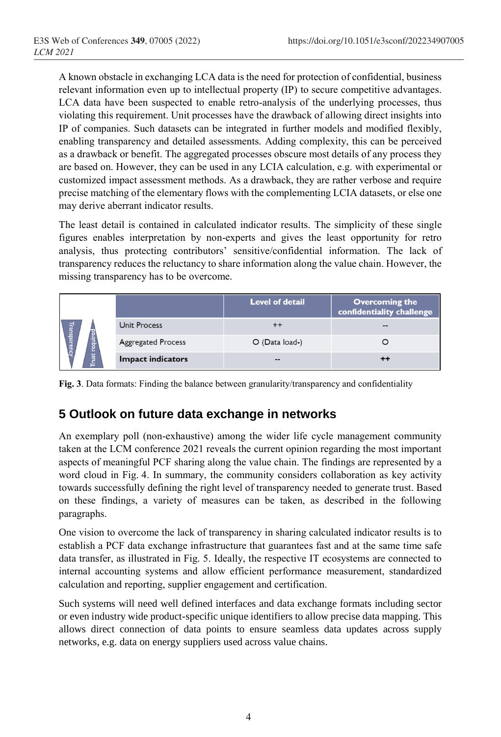A known obstacle in exchanging LCA data is the need for protection of confidential, business relevant information even up to intellectual property (IP) to secure competitive advantages. LCA data have been suspected to enable retro-analysis of the underlying processes, thus violating this requirement. Unit processes have the drawback of allowing direct insights into IP of companies. Such datasets can be integrated in further models and modified flexibly, enabling transparency and detailed assessments. Adding complexity, this can be perceived as a drawback or benefit. The aggregated processes obscure most details of any process they are based on. However, they can be used in any LCIA calculation, e.g. with experimental or customized impact assessment methods. As a drawback, they are rather verbose and require precise matching of the elementary flows with the complementing LCIA datasets, or else one may derive aberrant indicator results.

The least detail is contained in calculated indicator results. The simplicity of these single figures enables interpretation by non-experts and gives the least opportunity for retro analysis, thus protecting contributors' sensitive/confidential information. The lack of transparency reduces the reluctancy to share information along the value chain. However, the missing transparency has to be overcome.

| Transparency / Trust required | | Level of detail | Overcoming the confidentiality challenge |
|---|---|---|---|
| | Unit Process | ++ | -- |
| | Aggregated Process | O (Data load-) | O |
| | **Impact indicators** | -- | ++ |

**Fig. 3**. Data formats: Finding the balance between granularity/transparency and confidentiality

## 5 Outlook on future data exchange in networks

An exemplary poll (non-exhaustive) among the wider life cycle management community taken at the LCM conference 2021 reveals the current opinion regarding the most important aspects of meaningful PCF sharing along the value chain. The findings are represented by a word cloud in Fig. 4. In summary, the community considers collaboration as key activity towards successfully defining the right level of transparency needed to generate trust. Based on these findings, a variety of measures can be taken, as described in the following paragraphs.

One vision to overcome the lack of transparency in sharing calculated indicator results is to establish a PCF data exchange infrastructure that guarantees fast and at the same time safe data transfer, as illustrated in Fig. 5. Ideally, the respective IT ecosystems are connected to internal accounting systems and allow efficient performance measurement, standardized calculation and reporting, supplier engagement and certification.

Such systems will need well defined interfaces and data exchange formats including sector or even industry wide product-specific unique identifiers to allow precise data mapping. This allows direct connection of data points to ensure seamless data updates across supply networks, e.g. data on energy suppliers used across value chains.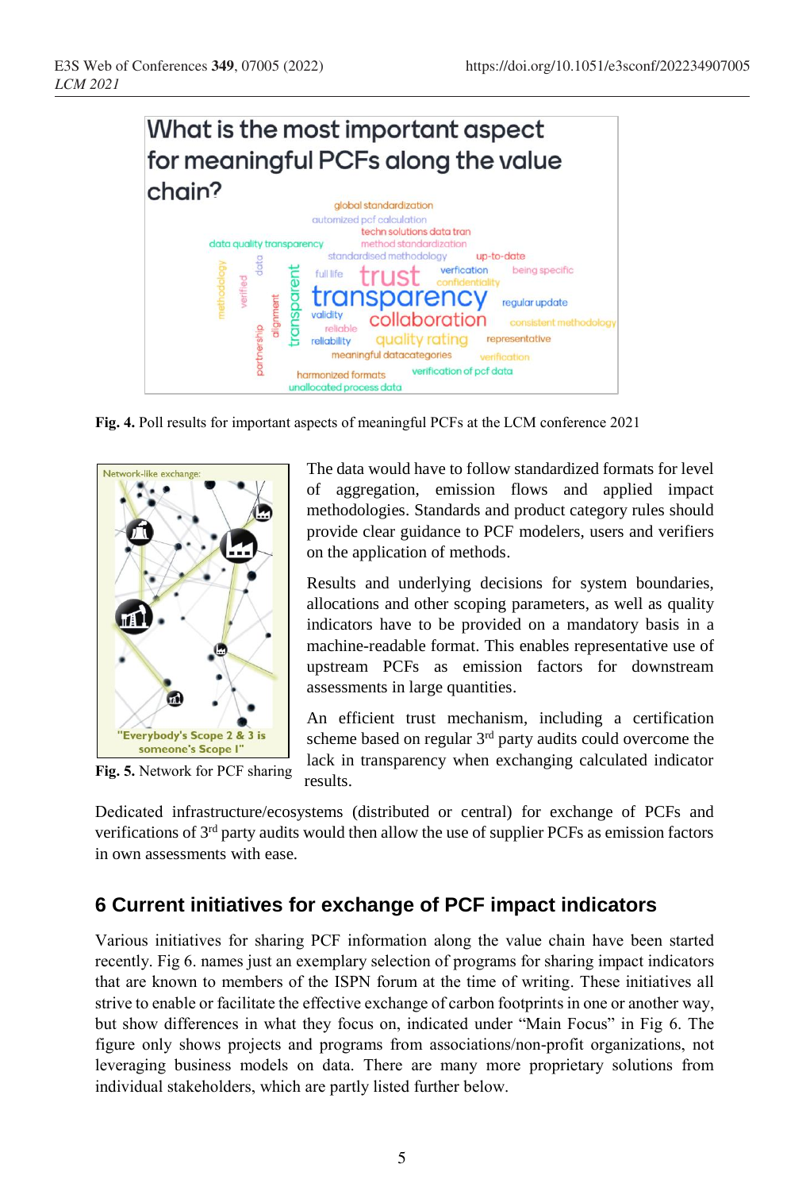Fig. 4. Poll results for important aspects of meaningful PCFs at the LCM conference 2021

Fig. 5. Network for PCF sharing

The data would have to follow standardized formats for level of aggregation, emission flows and applied impact methodologies. Standards and product category rules should provide clear guidance to PCF modelers, users and verifiers on the application of methods.

Results and underlying decisions for system boundaries, allocations and other scoping parameters, as well as quality indicators have to be provided on a mandatory basis in a machine-readable format. This enables representative use of upstream PCFs as emission factors for downstream assessments in large quantities.

An efficient trust mechanism, including a certification scheme based on regular 3rd party audits could overcome the lack in transparency when exchanging calculated indicator results.

Dedicated infrastructure/ecosystems (distributed or central) for exchange of PCFs and verifications of 3rd party audits would then allow the use of supplier PCFs as emission factors in own assessments with ease.

## 6 Current initiatives for exchange of PCF impact indicators

Various initiatives for sharing PCF information along the value chain have been started recently. Fig 6. names just an exemplary selection of programs for sharing impact indicators that are known to members of the ISPN forum at the time of writing. These initiatives all strive to enable or facilitate the effective exchange of carbon footprints in one or another way, but show differences in what they focus on, indicated under "Main Focus" in Fig 6. The figure only shows projects and programs from associations/non-profit organizations, not leveraging business models on data. There are many more proprietary solutions from individual stakeholders, which are partly listed further below.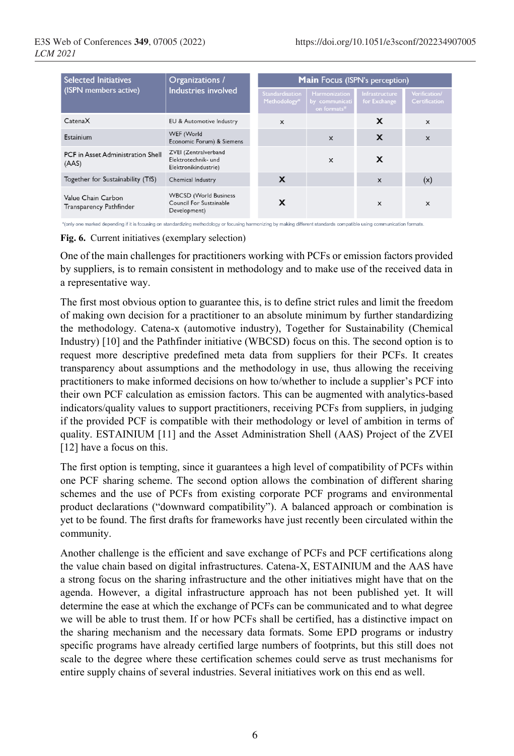| Selected Initiatives (ISPN members active) | Organizations / Industries involved | Main Focus (ISPN's perception) | | | |
|---|---|---|---|---|---|
| | | Standardisation Methodology* | Harmonization by communication on formats* | Infrastructure for Exchange | Verification/ Certification |
| CatenaX | EU & Automotive Industry | x | | **X** | x |
| Estainium | WEF (World Economic Forum) & Siemens | | x | **X** | x |
| PCF in Asset Administration Shell (AAS) | ZVEI (Zentralverband Elektrotechnik- und Elektronikindustrie) | | x | **X** | |
| Together for Sustainability (TfS) | Chemical Industry | **X** | | x | (x) |
| Value Chain Carbon Transparency Pathfinder | WBCSD (World Business Council For Sustainable Development) | **X** | | x | x |

*(only one marked depending if it is focusing on standardizing methodology or focusing harmonizing by making different standards compatible using communication formats.

**Fig. 6.** Current initiatives (exemplary selection)

One of the main challenges for practitioners working with PCFs or emission factors provided by suppliers, is to remain consistent in methodology and to make use of the received data in a representative way.

The first most obvious option to guarantee this, is to define strict rules and limit the freedom of making own decision for a practitioner to an absolute minimum by further standardizing the methodology. Catena-x (automotive industry), Together for Sustainability (Chemical Industry) [10] and the Pathfinder initiative (WBCSD) focus on this. The second option is to request more descriptive predefined meta data from suppliers for their PCFs. It creates transparency about assumptions and the methodology in use, thus allowing the receiving practitioners to make informed decisions on how to/whether to include a supplier's PCF into their own PCF calculation as emission factors. This can be augmented with analytics-based indicators/quality values to support practitioners, receiving PCFs from suppliers, in judging if the provided PCF is compatible with their methodology or level of ambition in terms of quality. ESTAINIUM [11] and the Asset Administration Shell (AAS) Project of the ZVEI [12] have a focus on this.

The first option is tempting, since it guarantees a high level of compatibility of PCFs within one PCF sharing scheme. The second option allows the combination of different sharing schemes and the use of PCFs from existing corporate PCF programs and environmental product declarations ("downward compatibility"). A balanced approach or combination is yet to be found. The first drafts for frameworks have just recently been circulated within the community.

Another challenge is the efficient and save exchange of PCFs and PCF certifications along the value chain based on digital infrastructures. Catena-X, ESTAINIUM and the AAS have a strong focus on the sharing infrastructure and the other initiatives might have that on the agenda. However, a digital infrastructure approach has not been published yet. It will determine the ease at which the exchange of PCFs can be communicated and to what degree we will be able to trust them. If or how PCFs shall be certified, has a distinctive impact on the sharing mechanism and the necessary data formats. Some EPD programs or industry specific programs have already certified large numbers of footprints, but this still does not scale to the degree where these certification schemes could serve as trust mechanisms for entire supply chains of several industries. Several initiatives work on this end as well.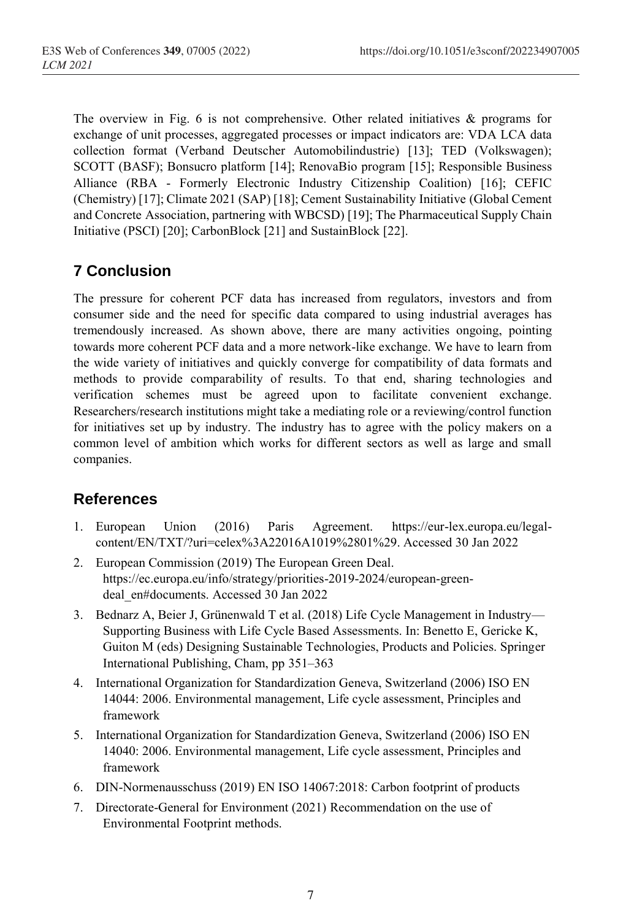The overview in Fig. 6 is not comprehensive. Other related initiatives & programs for exchange of unit processes, aggregated processes or impact indicators are: VDA LCA data collection format (Verband Deutscher Automobilindustrie) [13]; TED (Volkswagen); SCOTT (BASF); Bonsucro platform [14]; RenovaBio program [15]; Responsible Business Alliance (RBA - Formerly Electronic Industry Citizenship Coalition) [16]; CEFIC (Chemistry) [17]; Climate 2021 (SAP) [18]; Cement Sustainability Initiative (Global Cement and Concrete Association, partnering with WBCSD) [19]; The Pharmaceutical Supply Chain Initiative (PSCI) [20]; CarbonBlock [21] and SustainBlock [22].

## 7 Conclusion

The pressure for coherent PCF data has increased from regulators, investors and from consumer side and the need for specific data compared to using industrial averages has tremendously increased. As shown above, there are many activities ongoing, pointing towards more coherent PCF data and a more network-like exchange. We have to learn from the wide variety of initiatives and quickly converge for compatibility of data formats and methods to provide comparability of results. To that end, sharing technologies and verification schemes must be agreed upon to facilitate convenient exchange. Researchers/research institutions might take a mediating role or a reviewing/control function for initiatives set up by industry. The industry has to agree with the policy makers on a common level of ambition which works for different sectors as well as large and small companies.

## References

1. European Union (2016) Paris Agreement. https://eur-lex.europa.eu/legal-content/EN/TXT/?uri=celex%3A22016A1019%2801%29. Accessed 30 Jan 2022
2. European Commission (2019) The European Green Deal. https://ec.europa.eu/info/strategy/priorities-2019-2024/european-green-deal_en#documents. Accessed 30 Jan 2022
3. Bednarz A, Beier J, Grünenwald T et al. (2018) Life Cycle Management in Industry—Supporting Business with Life Cycle Based Assessments. In: Benetto E, Gericke K, Guiton M (eds) Designing Sustainable Technologies, Products and Policies. Springer International Publishing, Cham, pp 351–363
4. International Organization for Standardization Geneva, Switzerland (2006) ISO EN 14044: 2006. Environmental management, Life cycle assessment, Principles and framework
5. International Organization for Standardization Geneva, Switzerland (2006) ISO EN 14040: 2006. Environmental management, Life cycle assessment, Principles and framework
6. DIN-Normenausschuss (2019) EN ISO 14067:2018: Carbon footprint of products
7. Directorate-General for Environment (2021) Recommendation on the use of Environmental Footprint methods.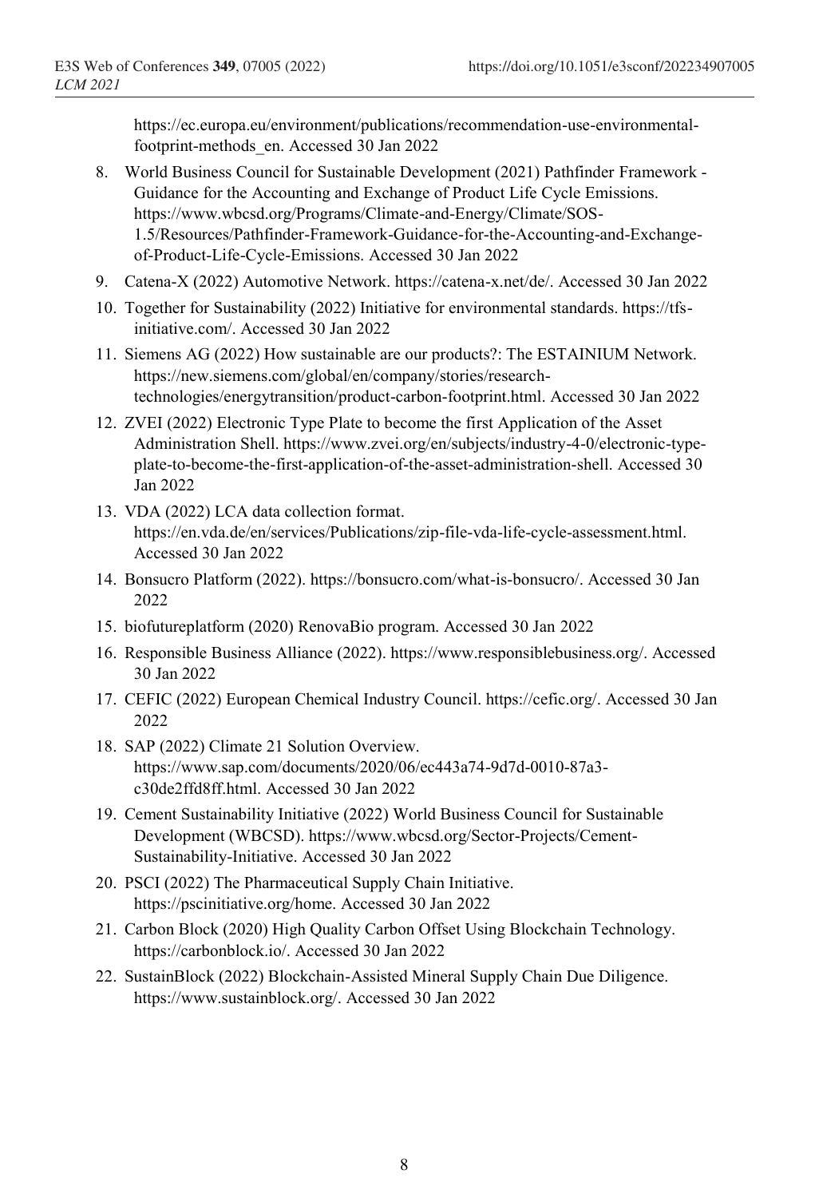https://ec.europa.eu/environment/publications/recommendation-use-environmental-footprint-methods_en. Accessed 30 Jan 2022

8. World Business Council for Sustainable Development (2021) Pathfinder Framework - Guidance for the Accounting and Exchange of Product Life Cycle Emissions. https://www.wbcsd.org/Programs/Climate-and-Energy/Climate/SOS-1.5/Resources/Pathfinder-Framework-Guidance-for-the-Accounting-and-Exchange-of-Product-Life-Cycle-Emissions. Accessed 30 Jan 2022
9. Catena-X (2022) Automotive Network. https://catena-x.net/de/. Accessed 30 Jan 2022
10. Together for Sustainability (2022) Initiative for environmental standards. https://tfs-initiative.com/. Accessed 30 Jan 2022
11. Siemens AG (2022) How sustainable are our products?: The ESTAINIUM Network. https://new.siemens.com/global/en/company/stories/research-technologies/energytransition/product-carbon-footprint.html. Accessed 30 Jan 2022
12. ZVEI (2022) Electronic Type Plate to become the first Application of the Asset Administration Shell. https://www.zvei.org/en/subjects/industry-4-0/electronic-type-plate-to-become-the-first-application-of-the-asset-administration-shell. Accessed 30 Jan 2022
13. VDA (2022) LCA data collection format. https://en.vda.de/en/services/Publications/zip-file-vda-life-cycle-assessment.html. Accessed 30 Jan 2022
14. Bonsucro Platform (2022). https://bonsucro.com/what-is-bonsucro/. Accessed 30 Jan 2022
15. biofutureplatform (2020) RenovaBio program. Accessed 30 Jan 2022
16. Responsible Business Alliance (2022). https://www.responsiblebusiness.org/. Accessed 30 Jan 2022
17. CEFIC (2022) European Chemical Industry Council. https://cefic.org/. Accessed 30 Jan 2022
18. SAP (2022) Climate 21 Solution Overview. https://www.sap.com/documents/2020/06/ec443a74-9d7d-0010-87a3-c30de2ffd8ff.html. Accessed 30 Jan 2022
19. Cement Sustainability Initiative (2022) World Business Council for Sustainable Development (WBCSD). https://www.wbcsd.org/Sector-Projects/Cement-Sustainability-Initiative. Accessed 30 Jan 2022
20. PSCI (2022) The Pharmaceutical Supply Chain Initiative. https://pscinitiative.org/home. Accessed 30 Jan 2022
21. Carbon Block (2020) High Quality Carbon Offset Using Blockchain Technology. https://carbonblock.io/. Accessed 30 Jan 2022
22. SustainBlock (2022) Blockchain-Assisted Mineral Supply Chain Due Diligence. https://www.sustainblock.org/. Accessed 30 Jan 2022